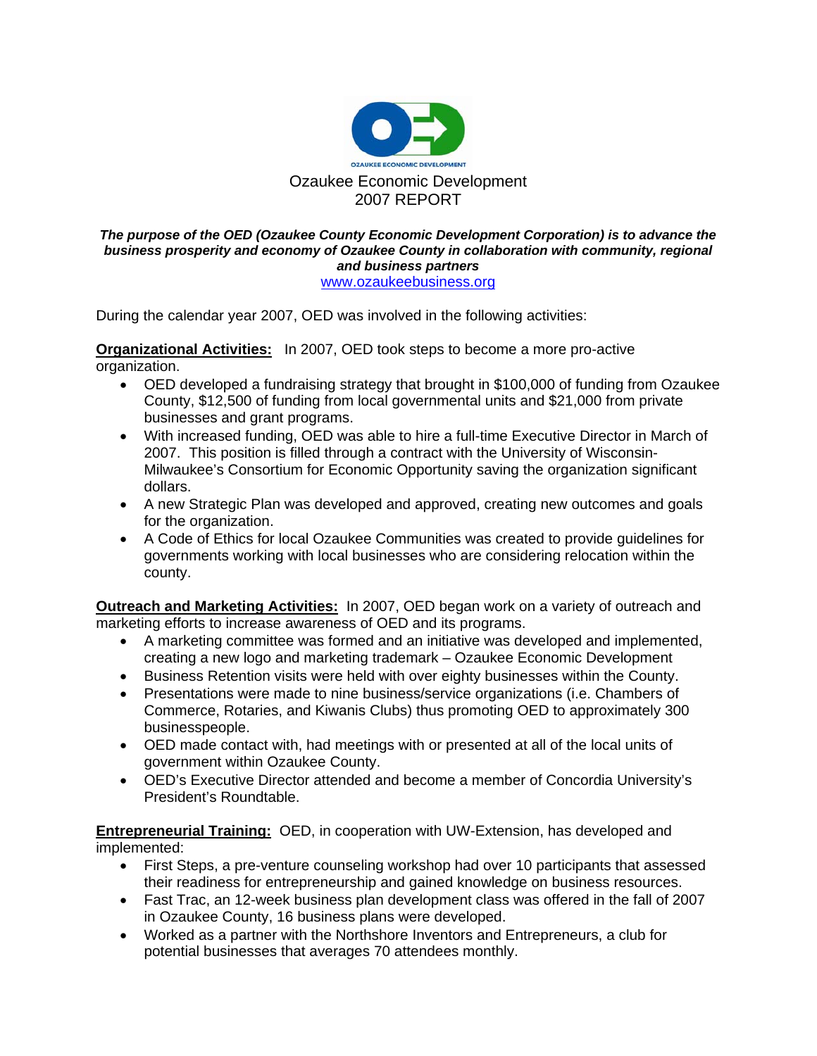OZAUKEE ECONOMIC DEVELOPMENT

# Ozaukee Economic Development
# 2007 REPORT

***The purpose of the OED (Ozaukee County Economic Development Corporation) is to advance the business prosperity and economy of Ozaukee County in collaboration with community, regional and business partners***

www.ozaukeebusiness.org

During the calendar year 2007, OED was involved in the following activities:

**Organizational Activities:** In 2007, OED took steps to become a more pro-active organization.

- OED developed a fundraising strategy that brought in $100,000 of funding from Ozaukee County, $12,500 of funding from local governmental units and $21,000 from private businesses and grant programs.
- With increased funding, OED was able to hire a full-time Executive Director in March of 2007. This position is filled through a contract with the University of Wisconsin-Milwaukee's Consortium for Economic Opportunity saving the organization significant dollars.
- A new Strategic Plan was developed and approved, creating new outcomes and goals for the organization.
- A Code of Ethics for local Ozaukee Communities was created to provide guidelines for governments working with local businesses who are considering relocation within the county.

**Outreach and Marketing Activities:** In 2007, OED began work on a variety of outreach and marketing efforts to increase awareness of OED and its programs.

- A marketing committee was formed and an initiative was developed and implemented, creating a new logo and marketing trademark – Ozaukee Economic Development
- Business Retention visits were held with over eighty businesses within the County.
- Presentations were made to nine business/service organizations (i.e. Chambers of Commerce, Rotaries, and Kiwanis Clubs) thus promoting OED to approximately 300 businesspeople.
- OED made contact with, had meetings with or presented at all of the local units of government within Ozaukee County.
- OED's Executive Director attended and become a member of Concordia University's President's Roundtable.

**Entrepreneurial Training:** OED, in cooperation with UW-Extension, has developed and implemented:

- First Steps, a pre-venture counseling workshop had over 10 participants that assessed their readiness for entrepreneurship and gained knowledge on business resources.
- Fast Trac, an 12-week business plan development class was offered in the fall of 2007 in Ozaukee County, 16 business plans were developed.
- Worked as a partner with the Northshore Inventors and Entrepreneurs, a club for potential businesses that averages 70 attendees monthly.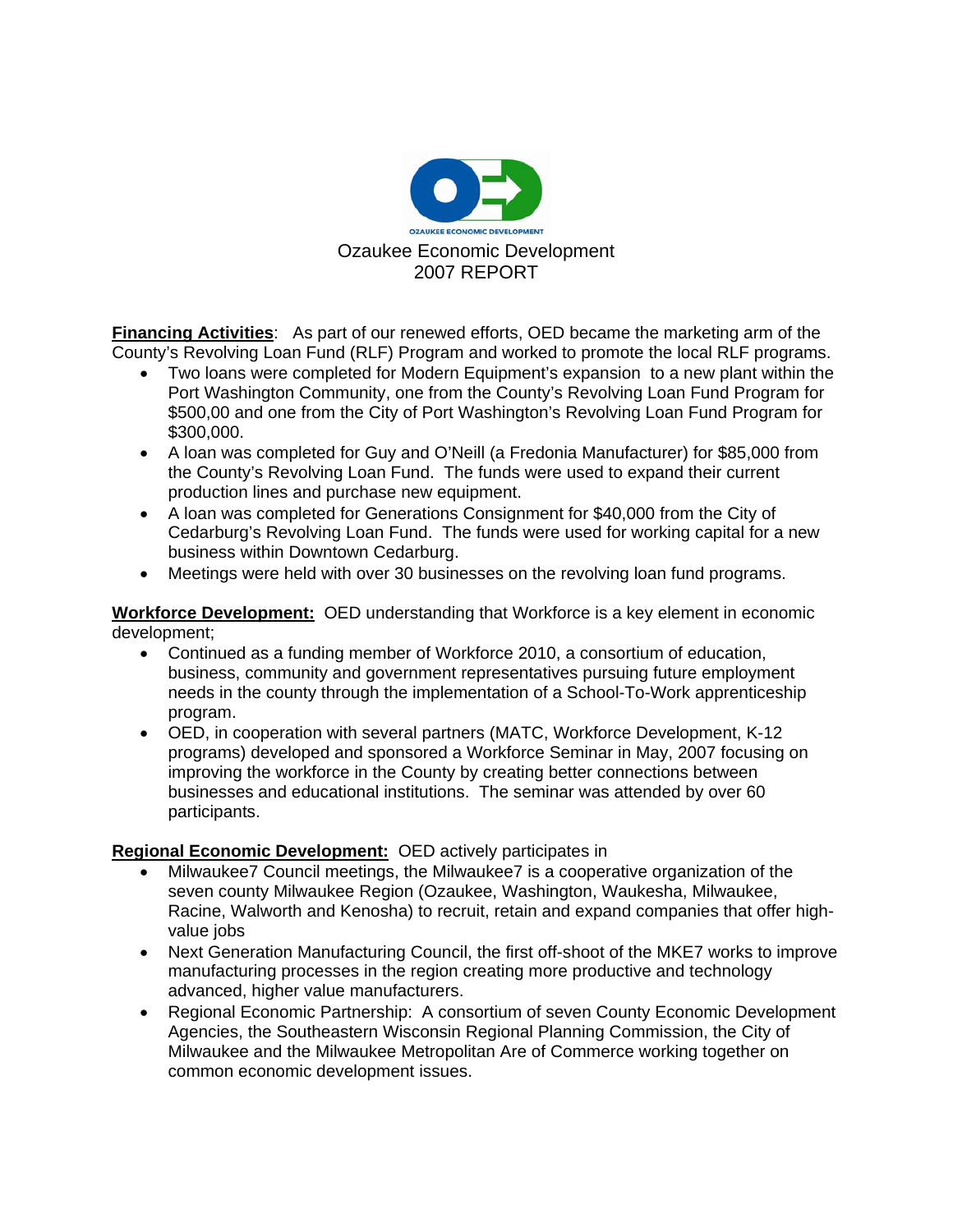OZAUKEE ECONOMIC DEVELOPMENT

Ozaukee Economic Development
2007 REPORT

**Financing Activities**: As part of our renewed efforts, OED became the marketing arm of the County's Revolving Loan Fund (RLF) Program and worked to promote the local RLF programs.

- Two loans were completed for Modern Equipment's expansion to a new plant within the Port Washington Community, one from the County's Revolving Loan Fund Program for $500,00 and one from the City of Port Washington's Revolving Loan Fund Program for $300,000.
- A loan was completed for Guy and O'Neill (a Fredonia Manufacturer) for $85,000 from the County's Revolving Loan Fund. The funds were used to expand their current production lines and purchase new equipment.
- A loan was completed for Generations Consignment for $40,000 from the City of Cedarburg's Revolving Loan Fund. The funds were used for working capital for a new business within Downtown Cedarburg.
- Meetings were held with over 30 businesses on the revolving loan fund programs.

**Workforce Development:** OED understanding that Workforce is a key element in economic development;

- Continued as a funding member of Workforce 2010, a consortium of education, business, community and government representatives pursuing future employment needs in the county through the implementation of a School-To-Work apprenticeship program.
- OED, in cooperation with several partners (MATC, Workforce Development, K-12 programs) developed and sponsored a Workforce Seminar in May, 2007 focusing on improving the workforce in the County by creating better connections between businesses and educational institutions. The seminar was attended by over 60 participants.

**Regional Economic Development:** OED actively participates in

- Milwaukee7 Council meetings, the Milwaukee7 is a cooperative organization of the seven county Milwaukee Region (Ozaukee, Washington, Waukesha, Milwaukee, Racine, Walworth and Kenosha) to recruit, retain and expand companies that offer high-value jobs
- Next Generation Manufacturing Council, the first off-shoot of the MKE7 works to improve manufacturing processes in the region creating more productive and technology advanced, higher value manufacturers.
- Regional Economic Partnership: A consortium of seven County Economic Development Agencies, the Southeastern Wisconsin Regional Planning Commission, the City of Milwaukee and the Milwaukee Metropolitan Are of Commerce working together on common economic development issues.